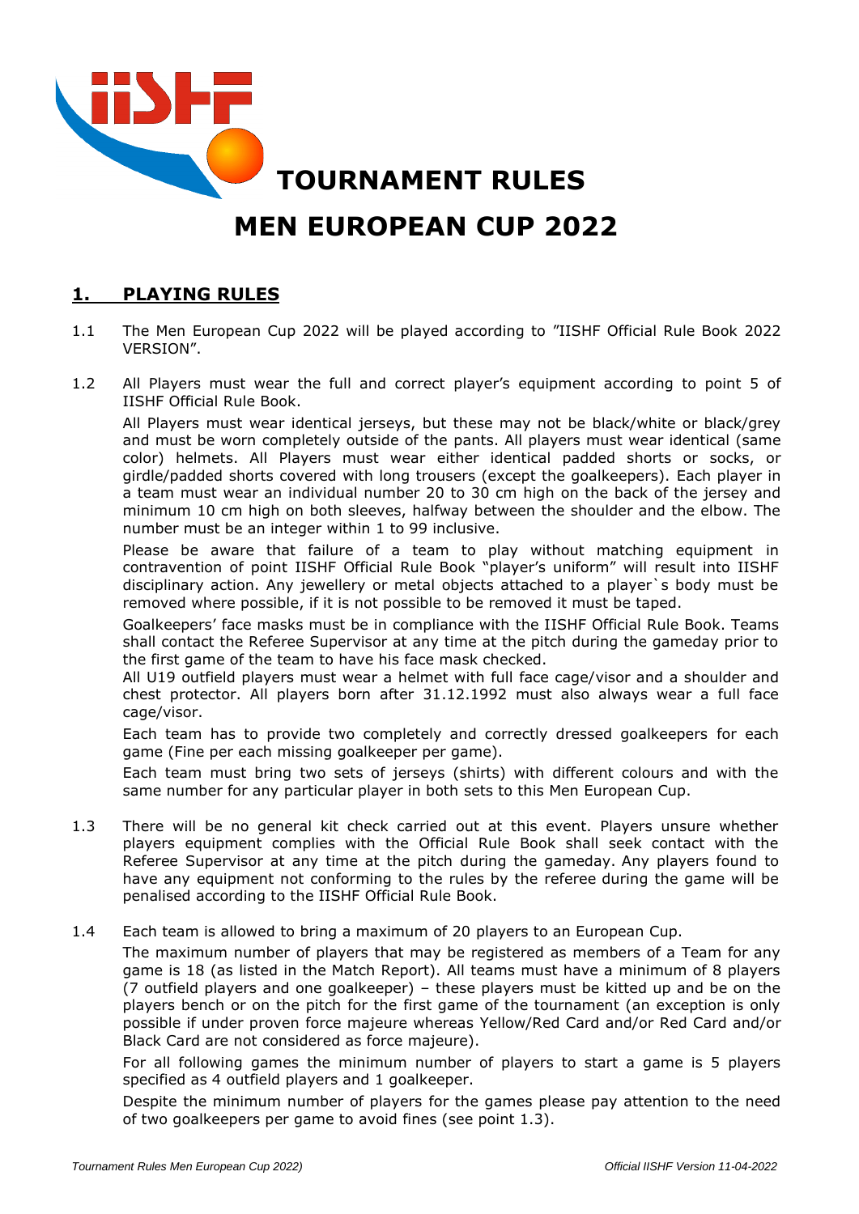# TOURNAMENT RULES

# MEN EUROPEAN CUP 2022

## 1. PLAYING RULES

1.1 The Men European Cup 2022 will be played according to "IISHF Official Rule Book 2022 VERSION".

1.2 All Players must wear the full and correct player's equipment according to point 5 of IISHF Official Rule Book.

All Players must wear identical jerseys, but these may not be black/white or black/grey and must be worn completely outside of the pants. All players must wear identical (same color) helmets. All Players must wear either identical padded shorts or socks, or girdle/padded shorts covered with long trousers (except the goalkeepers). Each player in a team must wear an individual number 20 to 30 cm high on the back of the jersey and minimum 10 cm high on both sleeves, halfway between the shoulder and the elbow. The number must be an integer within 1 to 99 inclusive.

Please be aware that failure of a team to play without matching equipment in contravention of point IISHF Official Rule Book "player's uniform" will result into IISHF disciplinary action. Any jewellery or metal objects attached to a player`s body must be removed where possible, if it is not possible to be removed it must be taped.

Goalkeepers' face masks must be in compliance with the IISHF Official Rule Book. Teams shall contact the Referee Supervisor at any time at the pitch during the gameday prior to the first game of the team to have his face mask checked.

All U19 outfield players must wear a helmet with full face cage/visor and a shoulder and chest protector. All players born after 31.12.1992 must also always wear a full face cage/visor.

Each team has to provide two completely and correctly dressed goalkeepers for each game (Fine per each missing goalkeeper per game).

Each team must bring two sets of jerseys (shirts) with different colours and with the same number for any particular player in both sets to this Men European Cup.

1.3 There will be no general kit check carried out at this event. Players unsure whether players equipment complies with the Official Rule Book shall seek contact with the Referee Supervisor at any time at the pitch during the gameday. Any players found to have any equipment not conforming to the rules by the referee during the game will be penalised according to the IISHF Official Rule Book.

1.4 Each team is allowed to bring a maximum of 20 players to an European Cup.

The maximum number of players that may be registered as members of a Team for any game is 18 (as listed in the Match Report). All teams must have a minimum of 8 players (7 outfield players and one goalkeeper) – these players must be kitted up and be on the players bench or on the pitch for the first game of the tournament (an exception is only possible if under proven force majeure whereas Yellow/Red Card and/or Red Card and/or Black Card are not considered as force majeure).

For all following games the minimum number of players to start a game is 5 players specified as 4 outfield players and 1 goalkeeper.

Despite the minimum number of players for the games please pay attention to the need of two goalkeepers per game to avoid fines (see point 1.3).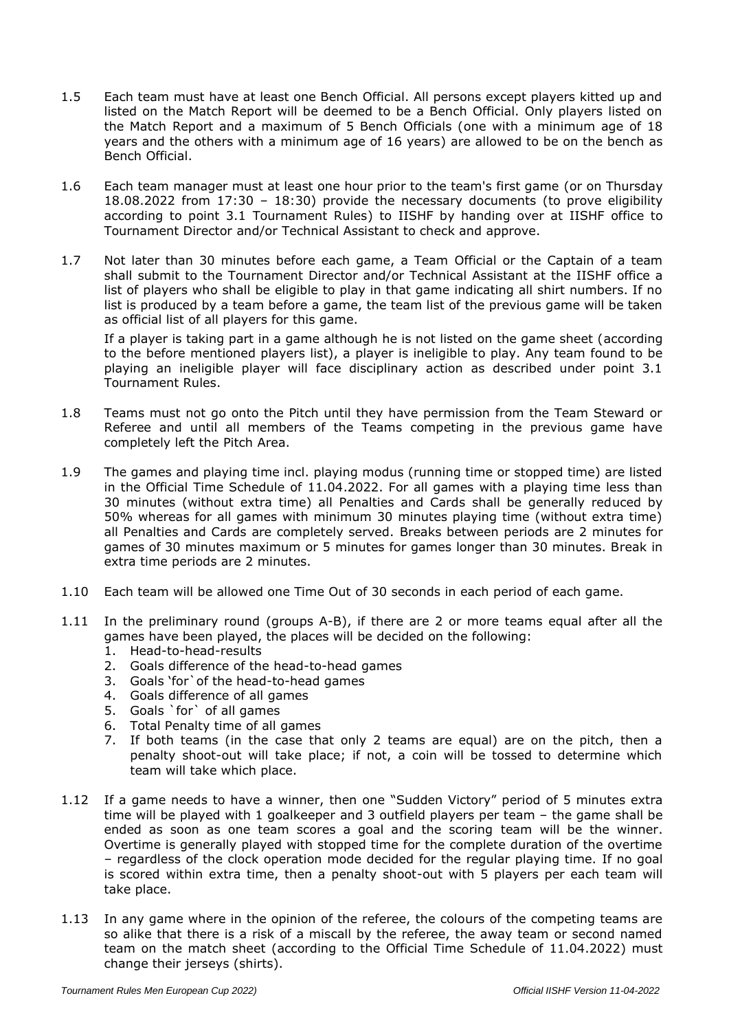1.5 Each team must have at least one Bench Official. All persons except players kitted up and listed on the Match Report will be deemed to be a Bench Official. Only players listed on the Match Report and a maximum of 5 Bench Officials (one with a minimum age of 18 years and the others with a minimum age of 16 years) are allowed to be on the bench as Bench Official.

1.6 Each team manager must at least one hour prior to the team's first game (or on Thursday 18.08.2022 from 17:30 – 18:30) provide the necessary documents (to prove eligibility according to point 3.1 Tournament Rules) to IISHF by handing over at IISHF office to Tournament Director and/or Technical Assistant to check and approve.

1.7 Not later than 30 minutes before each game, a Team Official or the Captain of a team shall submit to the Tournament Director and/or Technical Assistant at the IISHF office a list of players who shall be eligible to play in that game indicating all shirt numbers. If no list is produced by a team before a game, the team list of the previous game will be taken as official list of all players for this game.

If a player is taking part in a game although he is not listed on the game sheet (according to the before mentioned players list), a player is ineligible to play. Any team found to be playing an ineligible player will face disciplinary action as described under point 3.1 Tournament Rules.

1.8 Teams must not go onto the Pitch until they have permission from the Team Steward or Referee and until all members of the Teams competing in the previous game have completely left the Pitch Area.

1.9 The games and playing time incl. playing modus (running time or stopped time) are listed in the Official Time Schedule of 11.04.2022. For all games with a playing time less than 30 minutes (without extra time) all Penalties and Cards shall be generally reduced by 50% whereas for all games with minimum 30 minutes playing time (without extra time) all Penalties and Cards are completely served. Breaks between periods are 2 minutes for games of 30 minutes maximum or 5 minutes for games longer than 30 minutes. Break in extra time periods are 2 minutes.

1.10 Each team will be allowed one Time Out of 30 seconds in each period of each game.

1.11 In the preliminary round (groups A-B), if there are 2 or more teams equal after all the games have been played, the places will be decided on the following:
   1. Head-to-head-results
   2. Goals difference of the head-to-head games
   3. Goals 'for` of the head-to-head games
   4. Goals difference of all games
   5. Goals `for` of all games
   6. Total Penalty time of all games
   7. If both teams (in the case that only 2 teams are equal) are on the pitch, then a penalty shoot-out will take place; if not, a coin will be tossed to determine which team will take which place.

1.12 If a game needs to have a winner, then one "Sudden Victory" period of 5 minutes extra time will be played with 1 goalkeeper and 3 outfield players per team – the game shall be ended as soon as one team scores a goal and the scoring team will be the winner. Overtime is generally played with stopped time for the complete duration of the overtime – regardless of the clock operation mode decided for the regular playing time. If no goal is scored within extra time, then a penalty shoot-out with 5 players per each team will take place.

1.13 In any game where in the opinion of the referee, the colours of the competing teams are so alike that there is a risk of a miscall by the referee, the away team or second named team on the match sheet (according to the Official Time Schedule of 11.04.2022) must change their jerseys (shirts).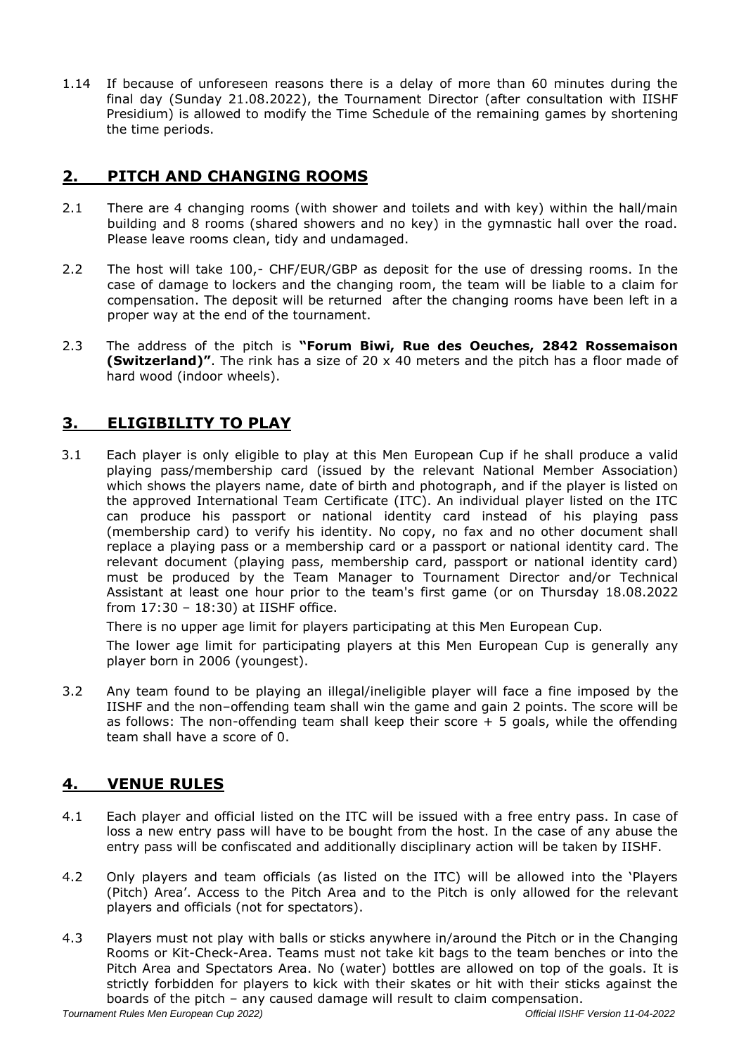1.14 If because of unforeseen reasons there is a delay of more than 60 minutes during the final day (Sunday 21.08.2022), the Tournament Director (after consultation with IISHF Presidium) is allowed to modify the Time Schedule of the remaining games by shortening the time periods.

## 2. PITCH AND CHANGING ROOMS

2.1 There are 4 changing rooms (with shower and toilets and with key) within the hall/main building and 8 rooms (shared showers and no key) in the gymnastic hall over the road. Please leave rooms clean, tidy and undamaged.

2.2 The host will take 100,- CHF/EUR/GBP as deposit for the use of dressing rooms. In the case of damage to lockers and the changing room, the team will be liable to a claim for compensation. The deposit will be returned after the changing rooms have been left in a proper way at the end of the tournament.

2.3 The address of the pitch is **"Forum Biwi, Rue des Oeuches, 2842 Rossemaison (Switzerland)"**. The rink has a size of 20 x 40 meters and the pitch has a floor made of hard wood (indoor wheels).

## 3. ELIGIBILITY TO PLAY

3.1 Each player is only eligible to play at this Men European Cup if he shall produce a valid playing pass/membership card (issued by the relevant National Member Association) which shows the players name, date of birth and photograph, and if the player is listed on the approved International Team Certificate (ITC). An individual player listed on the ITC can produce his passport or national identity card instead of his playing pass (membership card) to verify his identity. No copy, no fax and no other document shall replace a playing pass or a membership card or a passport or national identity card. The relevant document (playing pass, membership card, passport or national identity card) must be produced by the Team Manager to Tournament Director and/or Technical Assistant at least one hour prior to the team's first game (or on Thursday 18.08.2022 from 17:30 – 18:30) at IISHF office.

There is no upper age limit for players participating at this Men European Cup.

The lower age limit for participating players at this Men European Cup is generally any player born in 2006 (youngest).

3.2 Any team found to be playing an illegal/ineligible player will face a fine imposed by the IISHF and the non–offending team shall win the game and gain 2 points. The score will be as follows: The non-offending team shall keep their score + 5 goals, while the offending team shall have a score of 0.

## 4. VENUE RULES

4.1 Each player and official listed on the ITC will be issued with a free entry pass. In case of loss a new entry pass will have to be bought from the host. In the case of any abuse the entry pass will be confiscated and additionally disciplinary action will be taken by IISHF.

4.2 Only players and team officials (as listed on the ITC) will be allowed into the 'Players (Pitch) Area'. Access to the Pitch Area and to the Pitch is only allowed for the relevant players and officials (not for spectators).

4.3 Players must not play with balls or sticks anywhere in/around the Pitch or in the Changing Rooms or Kit-Check-Area. Teams must not take kit bags to the team benches or into the Pitch Area and Spectators Area. No (water) bottles are allowed on top of the goals. It is strictly forbidden for players to kick with their skates or hit with their sticks against the boards of the pitch – any caused damage will result to claim compensation.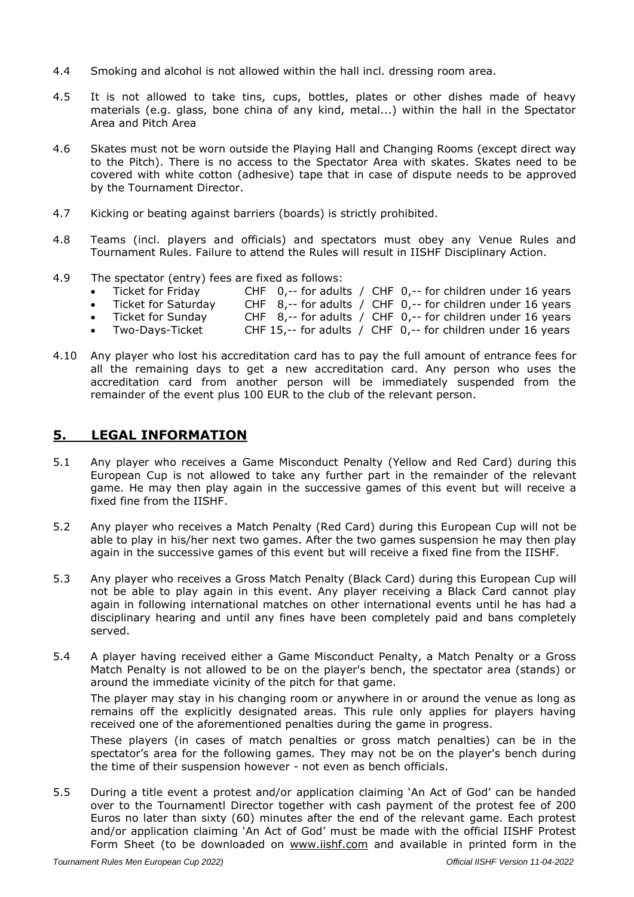4.4 Smoking and alcohol is not allowed within the hall incl. dressing room area.

4.5 It is not allowed to take tins, cups, bottles, plates or other dishes made of heavy materials (e.g. glass, bone china of any kind, metal...) within the hall in the Spectator Area and Pitch Area

4.6 Skates must not be worn outside the Playing Hall and Changing Rooms (except direct way to the Pitch). There is no access to the Spectator Area with skates. Skates need to be covered with white cotton (adhesive) tape that in case of dispute needs to be approved by the Tournament Director.

4.7 Kicking or beating against barriers (boards) is strictly prohibited.

4.8 Teams (incl. players and officials) and spectators must obey any Venue Rules and Tournament Rules. Failure to attend the Rules will result in IIShF Disciplinary Action.

4.9 The spectator (entry) fees are fixed as follows:

- Ticket for Friday CHF 0,-- for adults / CHF 0,-- for children under 16 years
- Ticket for Saturday CHF 8,-- for adults / CHF 0,-- for children under 16 years
- Ticket for Sunday CHF 8,-- for adults / CHF 0,-- for children under 16 years
- Two-Days-Ticket CHF 15,-- for adults / CHF 0,-- for children under 16 years

4.10 Any player who lost his accreditation card has to pay the full amount of entrance fees for all the remaining days to get a new accreditation card. Any person who uses the accreditation card from another person will be immediately suspended from the remainder of the event plus 100 EUR to the club of the relevant person.

## 5. LEGAL INFORMATION

5.1 Any player who receives a Game Misconduct Penalty (Yellow and Red Card) during this European Cup is not allowed to take any further part in the remainder of the relevant game. He may then play again in the successive games of this event but will receive a fixed fine from the IIShF.

5.2 Any player who receives a Match Penalty (Red Card) during this European Cup will not be able to play in his/her next two games. After the two games suspension he may then play again in the successive games of this event but will receive a fixed fine from the IIShF.

5.3 Any player who receives a Gross Match Penalty (Black Card) during this European Cup will not be able to play again in this event. Any player receiving a Black Card cannot play again in following international matches on other international events until he has had a disciplinary hearing and until any fines have been completely paid and bans completely served.

5.4 A player having received either a Game Misconduct Penalty, a Match Penalty or a Gross Match Penalty is not allowed to be on the player's bench, the spectator area (stands) or around the immediate vicinity of the pitch for that game.

The player may stay in his changing room or anywhere in or around the venue as long as remains off the explicitly designated areas. This rule only applies for players having received one of the aforementioned penalties during the game in progress.

These players (in cases of match penalties or gross match penalties) can be in the spectator's area for the following games. They may not be on the player's bench during the time of their suspension however - not even as bench officials.

5.5 During a title event a protest and/or application claiming 'An Act of God' can be handed over to the Tournamentl Director together with cash payment of the protest fee of 200 Euros no later than sixty (60) minutes after the end of the relevant game. Each protest and/or application claiming 'An Act of God' must be made with the official IIShF Protest Form Sheet (to be downloaded on www.iishf.com and available in printed form in the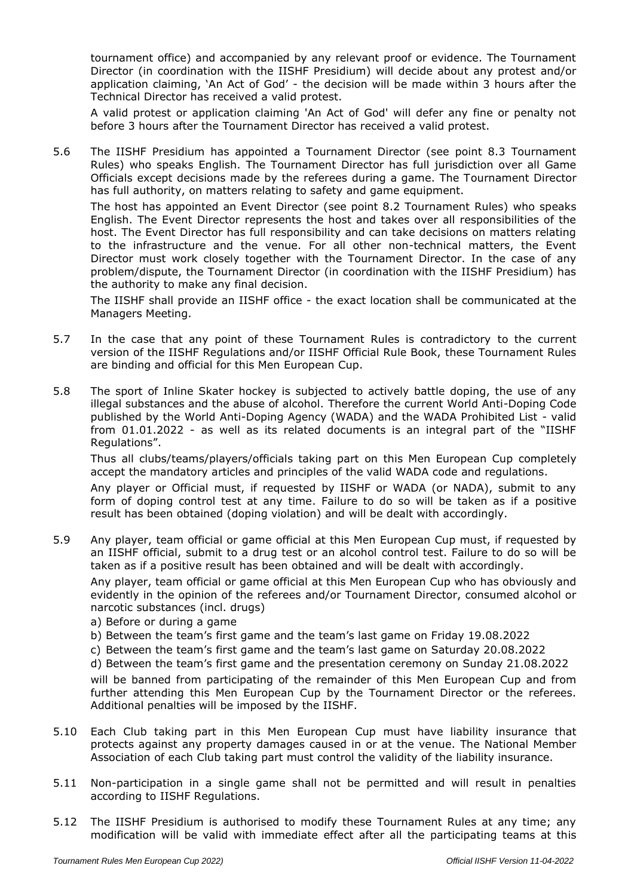tournament office) and accompanied by any relevant proof or evidence. The Tournament Director (in coordination with the IISHF Presidium) will decide about any protest and/or application claiming, 'An Act of God' - the decision will be made within 3 hours after the Technical Director has received a valid protest.

A valid protest or application claiming 'An Act of God' will defer any fine or penalty not before 3 hours after the Tournament Director has received a valid protest.

5.6 The IISHF Presidium has appointed a Tournament Director (see point 8.3 Tournament Rules) who speaks English. The Tournament Director has full jurisdiction over all Game Officials except decisions made by the referees during a game. The Tournament Director has full authority, on matters relating to safety and game equipment.

The host has appointed an Event Director (see point 8.2 Tournament Rules) who speaks English. The Event Director represents the host and takes over all responsibilities of the host. The Event Director has full responsibility and can take decisions on matters relating to the infrastructure and the venue. For all other non-technical matters, the Event Director must work closely together with the Tournament Director. In the case of any problem/dispute, the Tournament Director (in coordination with the IISHF Presidium) has the authority to make any final decision.

The IISHF shall provide an IISHF office - the exact location shall be communicated at the Managers Meeting.

5.7 In the case that any point of these Tournament Rules is contradictory to the current version of the IISHF Regulations and/or IISHF Official Rule Book, these Tournament Rules are binding and official for this Men European Cup.

5.8 The sport of Inline Skater hockey is subjected to actively battle doping, the use of any illegal substances and the abuse of alcohol. Therefore the current World Anti-Doping Code published by the World Anti-Doping Agency (WADA) and the WADA Prohibited List - valid from 01.01.2022 - as well as its related documents is an integral part of the "IISHF Regulations".

Thus all clubs/teams/players/officials taking part on this Men European Cup completely accept the mandatory articles and principles of the valid WADA code and regulations.

Any player or Official must, if requested by IISHF or WADA (or NADA), submit to any form of doping control test at any time. Failure to do so will be taken as if a positive result has been obtained (doping violation) and will be dealt with accordingly.

5.9 Any player, team official or game official at this Men European Cup must, if requested by an IISHF official, submit to a drug test or an alcohol control test. Failure to do so will be taken as if a positive result has been obtained and will be dealt with accordingly.

Any player, team official or game official at this Men European Cup who has obviously and evidently in the opinion of the referees and/or Tournament Director, consumed alcohol or narcotic substances (incl. drugs)

a) Before or during a game
b) Between the team's first game and the team's last game on Friday 19.08.2022
c) Between the team's first game and the team's last game on Saturday 20.08.2022
d) Between the team's first game and the presentation ceremony on Sunday 21.08.2022

will be banned from participating of the remainder of this Men European Cup and from further attending this Men European Cup by the Tournament Director or the referees. Additional penalties will be imposed by the IISHF.

5.10 Each Club taking part in this Men European Cup must have liability insurance that protects against any property damages caused in or at the venue. The National Member Association of each Club taking part must control the validity of the liability insurance.

5.11 Non-participation in a single game shall not be permitted and will result in penalties according to IISHF Regulations.

5.12 The IISHF Presidium is authorised to modify these Tournament Rules at any time; any modification will be valid with immediate effect after all the participating teams at this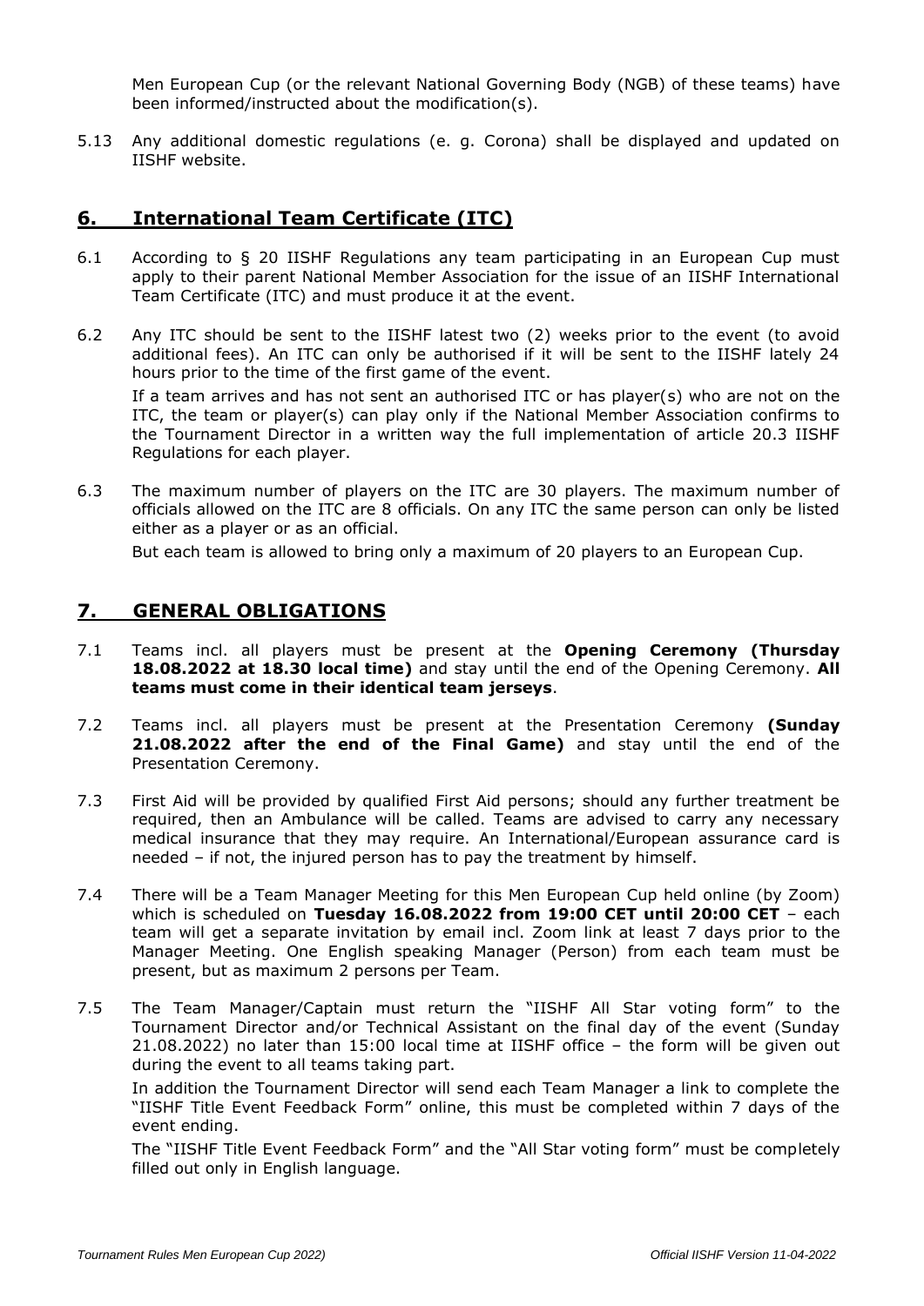Men European Cup (or the relevant National Governing Body (NGB) of these teams) have been informed/instructed about the modification(s).

5.13 Any additional domestic regulations (e. g. Corona) shall be displayed and updated on IISHF website.

## 6. International Team Certificate (ITC)

6.1 According to § 20 IISHF Regulations any team participating in an European Cup must apply to their parent National Member Association for the issue of an IISHF International Team Certificate (ITC) and must produce it at the event.

6.2 Any ITC should be sent to the IISHF latest two (2) weeks prior to the event (to avoid additional fees). An ITC can only be authorised if it will be sent to the IISHF lately 24 hours prior to the time of the first game of the event.

If a team arrives and has not sent an authorised ITC or has player(s) who are not on the ITC, the team or player(s) can play only if the National Member Association confirms to the Tournament Director in a written way the full implementation of article 20.3 IISHF Regulations for each player.

6.3 The maximum number of players on the ITC are 30 players. The maximum number of officials allowed on the ITC are 8 officials. On any ITC the same person can only be listed either as a player or as an official.

But each team is allowed to bring only a maximum of 20 players to an European Cup.

## 7. GENERAL OBLIGATIONS

7.1 Teams incl. all players must be present at the **Opening Ceremony (Thursday 18.08.2022 at 18.30 local time)** and stay until the end of the Opening Ceremony. **All teams must come in their identical team jerseys**.

7.2 Teams incl. all players must be present at the Presentation Ceremony **(Sunday 21.08.2022 after the end of the Final Game)** and stay until the end of the Presentation Ceremony.

7.3 First Aid will be provided by qualified First Aid persons; should any further treatment be required, then an Ambulance will be called. Teams are advised to carry any necessary medical insurance that they may require. An International/European assurance card is needed – if not, the injured person has to pay the treatment by himself.

7.4 There will be a Team Manager Meeting for this Men European Cup held online (by Zoom) which is scheduled on **Tuesday 16.08.2022 from 19:00 CET until 20:00 CET** – each team will get a separate invitation by email incl. Zoom link at least 7 days prior to the Manager Meeting. One English speaking Manager (Person) from each team must be present, but as maximum 2 persons per Team.

7.5 The Team Manager/Captain must return the "IISHF All Star voting form" to the Tournament Director and/or Technical Assistant on the final day of the event (Sunday 21.08.2022) no later than 15:00 local time at IISHF office – the form will be given out during the event to all teams taking part.

In addition the Tournament Director will send each Team Manager a link to complete the "IISHF Title Event Feedback Form" online, this must be completed within 7 days of the event ending.

The "IISHF Title Event Feedback Form" and the "All Star voting form" must be completely filled out only in English language.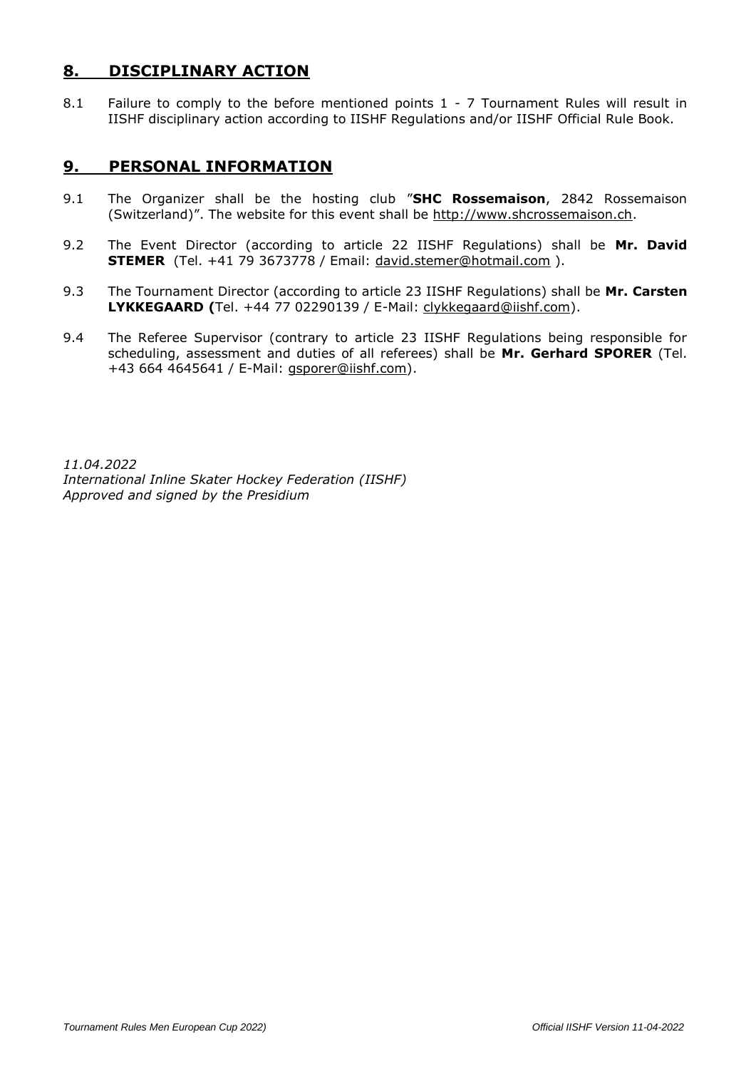## 8. DISCIPLINARY ACTION

8.1 Failure to comply to the before mentioned points 1 - 7 Tournament Rules will result in IISHF disciplinary action according to IISHF Regulations and/or IISHF Official Rule Book.

## 9. PERSONAL INFORMATION

9.1 The Organizer shall be the hosting club "**SHC Rossemaison**, 2842 Rossemaison (Switzerland)". The website for this event shall be http://www.shcrossemaison.ch.

9.2 The Event Director (according to article 22 IISHF Regulations) shall be **Mr. David STEMER** (Tel. +41 79 3673778 / Email: david.stemer@hotmail.com ).

9.3 The Tournament Director (according to article 23 IISHF Regulations) shall be **Mr. Carsten LYKKEGAARD (**Tel. +44 77 02290139 / E-Mail: clykkegaard@iishf.com).

9.4 The Referee Supervisor (contrary to article 23 IISHF Regulations being responsible for scheduling, assessment and duties of all referees) shall be **Mr. Gerhard SPORER** (Tel. +43 664 4645641 / E-Mail: gsporer@iishf.com).

*11.04.2022*
*International Inline Skater Hockey Federation (IISHF)*
*Approved and signed by the Presidium*